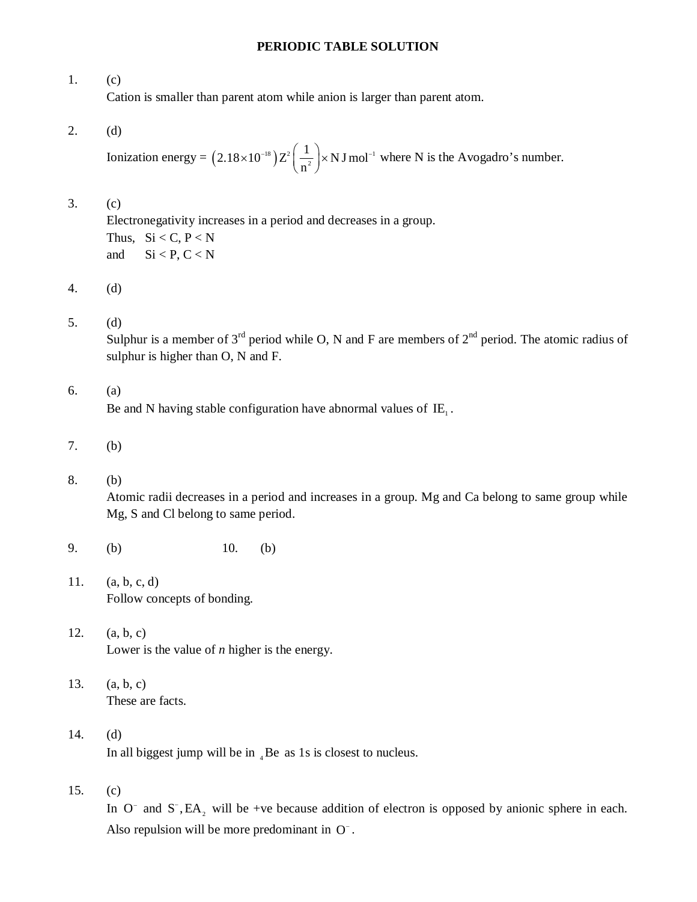# PERIODIC TABLE SOLUTION

1. (c)
   Cation is smaller than parent atom while anion is larger than parent atom.

2. (d)
   Ionization energy = $\left(2.18\times10^{-18}\right)Z^2\left(\frac{1}{n^2}\right)\times N\,J\,mol^{-1}$ where N is the Avogadro's number.

3. (c)
   Electronegativity increases in a period and decreases in a group.
   Thus, Si < C, P < N
   and Si < P, C < N

4. (d)

5. (d)
   Sulphur is a member of 3rd period while O, N and F are members of 2nd period. The atomic radius of sulphur is higher than O, N and F.

6. (a)
   Be and N having stable configuration have abnormal values of $IE_1$.

7. (b)

8. (b)
   Atomic radii decreases in a period and increases in a group. Mg and Ca belong to same group while Mg, S and Cl belong to same period.

9. (b) 10. (b)

11. (a, b, c, d)
    Follow concepts of bonding.

12. (a, b, c)
    Lower is the value of *n* higher is the energy.

13. (a, b, c)
    These are facts.

14. (d)
    In all biggest jump will be in ${}_4Be$ as 1s is closest to nucleus.

15. (c)
    In $O^-$ and $S^-, EA_2$ will be +ve because addition of electron is opposed by anionic sphere in each. Also repulsion will be more predominant in $O^-$.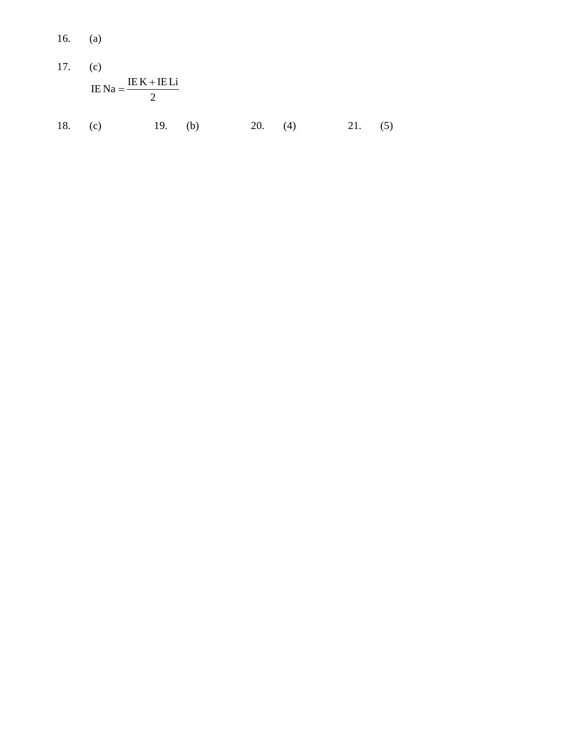16. (a)

17. (c)

$$\text{IE Na} = \frac{\text{IE K} + \text{IE Li}}{2}$$

18. (c) 19. (b) 20. (4) 21. (5)